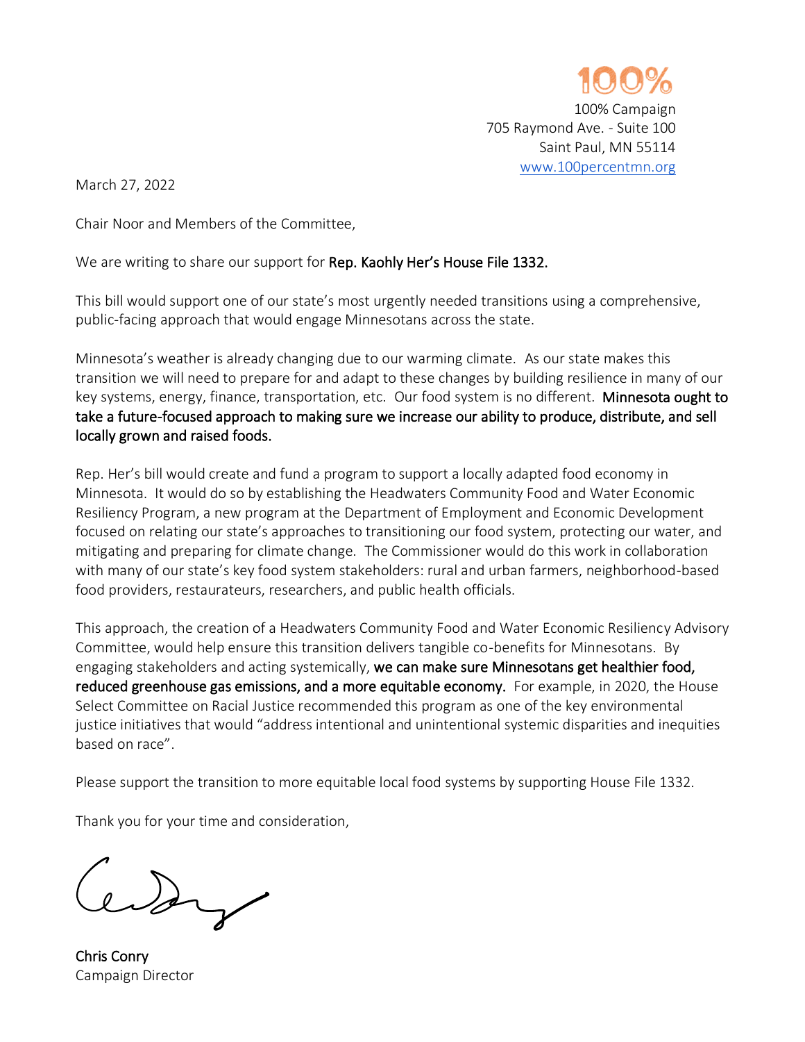100%

100% Campaign
705 Raymond Ave. - Suite 100
Saint Paul, MN 55114
www.100percentmn.org

March 27, 2022

Chair Noor and Members of the Committee,

We are writing to share our support for **Rep. Kaohly Her's House File 1332.**

This bill would support one of our state's most urgently needed transitions using a comprehensive, public-facing approach that would engage Minnesotans across the state.

Minnesota's weather is already changing due to our warming climate. As our state makes this transition we will need to prepare for and adapt to these changes by building resilience in many of our key systems, energy, finance, transportation, etc. Our food system is no different. **Minnesota ought to take a future-focused approach to making sure we increase our ability to produce, distribute, and sell locally grown and raised foods.**

Rep. Her's bill would create and fund a program to support a locally adapted food economy in Minnesota. It would do so by establishing the Headwaters Community Food and Water Economic Resiliency Program, a new program at the Department of Employment and Economic Development focused on relating our state's approaches to transitioning our food system, protecting our water, and mitigating and preparing for climate change. The Commissioner would do this work in collaboration with many of our state's key food system stakeholders: rural and urban farmers, neighborhood-based food providers, restaurateurs, researchers, and public health officials.

This approach, the creation of a Headwaters Community Food and Water Economic Resiliency Advisory Committee, would help ensure this transition delivers tangible co-benefits for Minnesotans. By engaging stakeholders and acting systemically, **we can make sure Minnesotans get healthier food, reduced greenhouse gas emissions, and a more equitable economy.** For example, in 2020, the House Select Committee on Racial Justice recommended this program as one of the key environmental justice initiatives that would "address intentional and unintentional systemic disparities and inequities based on race".

Please support the transition to more equitable local food systems by supporting House File 1332.

Thank you for your time and consideration,

**Chris Conry**
Campaign Director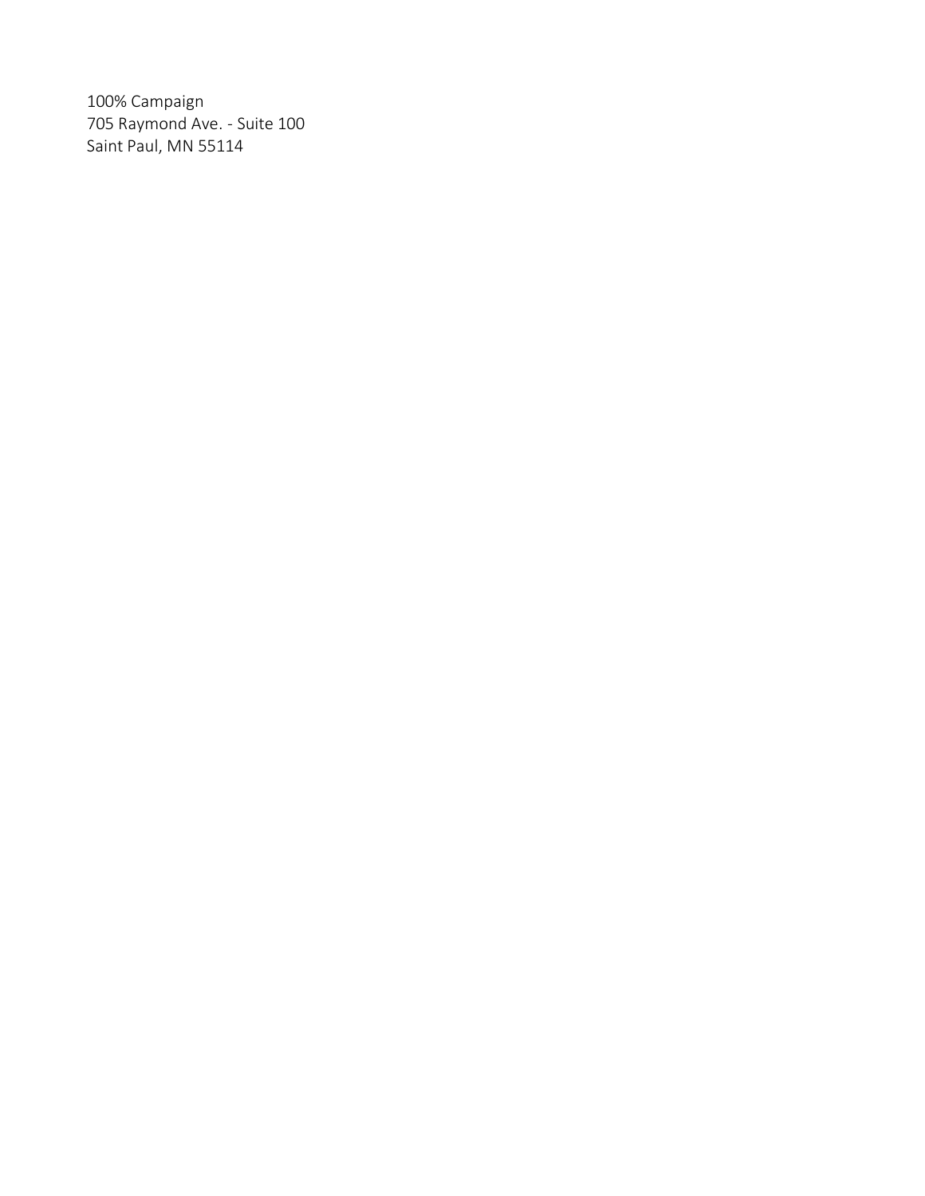100% Campaign
705 Raymond Ave. - Suite 100
Saint Paul, MN 55114